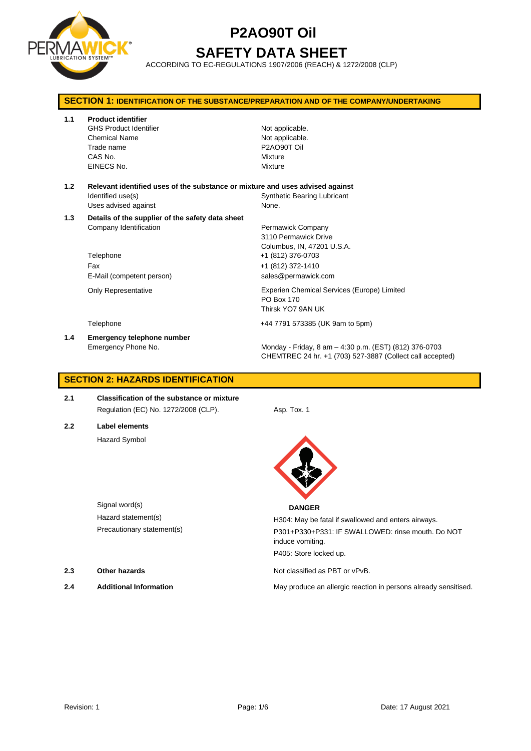# P2AO90T Oil

# SAFETY DATA SHEET

ACCORDING TO EC-REGULATIONS 1907/2006 (REACH) & 1272/2008 (CLP)

## SECTION 1: IDENTIFICATION OF THE SUBSTANCE/PREPARATION AND OF THE COMPANY/UNDERTAKING

**1.1 Product identifier**

| | |
|---|---|
| GHS Product Identifier | Not applicable. |
| Chemical Name | Not applicable. |
| Trade name | P2AO90T Oil |
| CAS No. | Mixture |
| EINECS No. | Mixture |

**1.2 Relevant identified uses of the substance or mixture and uses advised against**

| | |
|---|---|
| Identified use(s) | Synthetic Bearing Lubricant |
| Uses advised against | None. |

**1.3 Details of the supplier of the safety data sheet**

| | |
|---|---|
| Company Identification | Permawick Company<br>3110 Permawick Drive<br>Columbus, IN, 47201 U.S.A. |
| Telephone | +1 (812) 376-0703 |
| Fax | +1 (812) 372-1410 |
| E-Mail (competent person) | sales@permawick.com |
| Only Representative | Experien Chemical Services (Europe) Limited<br>PO Box 170<br>Thirsk YO7 9AN UK |
| Telephone | +44 7791 573385 (UK 9am to 5pm) |

**1.4 Emergency telephone number**

| | |
|---|---|
| Emergency Phone No. | Monday - Friday, 8 am – 4:30 p.m. (EST) (812) 376-0703<br>CHEMTREC 24 hr. +1 (703) 527-3887 (Collect call accepted) |

## SECTION 2: HAZARDS IDENTIFICATION

**2.1 Classification of the substance or mixture**

Regulation (EC) No. 1272/2008 (CLP). Asp. Tox. 1

**2.2 Label elements**

Hazard Symbol

| | |
|---|---|
| Signal word(s) | **DANGER** |
| Hazard statement(s) | H304: May be fatal if swallowed and enters airways. |
| Precautionary statement(s) | P301+P330+P331: IF SWALLOWED: rinse mouth. Do NOT induce vomiting.<br>P405: Store locked up. |

**2.3 Other hazards** Not classified as PBT or vPvB.

**2.4 Additional Information** May produce an allergic reaction in persons already sensitised.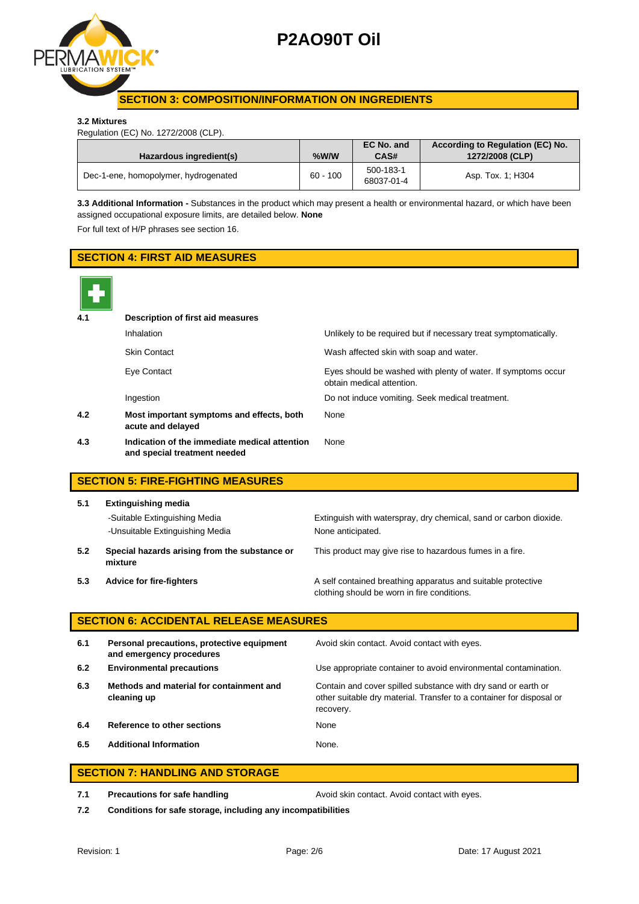## SECTION 3: COMPOSITION/INFORMATION ON INGREDIENTS

**3.2 Mixtures**

Regulation (EC) No. 1272/2008 (CLP).

| Hazardous ingredient(s) | %W/W | EC No. and CAS# | According to Regulation (EC) No. 1272/2008 (CLP) |
|---|---|---|---|
| Dec-1-ene, homopolymer, hydrogenated | 60 - 100 | 500-183-1 68037-01-4 | Asp. Tox. 1; H304 |

**3.3 Additional Information -** Substances in the product which may present a health or environmental hazard, or which have been assigned occupational exposure limits, are detailed below. **None**

For full text of H/P phrases see section 16.

## SECTION 4: FIRST AID MEASURES

**4.1 Description of first aid measures**

| | |
|---|---|
| Inhalation | Unlikely to be required but if necessary treat symptomatically. |
| Skin Contact | Wash affected skin with soap and water. |
| Eye Contact | Eyes should be washed with plenty of water. If symptoms occur obtain medical attention. |
| Ingestion | Do not induce vomiting. Seek medical treatment. |

**4.2 Most important symptoms and effects, both acute and delayed** — None

**4.3 Indication of the immediate medical attention and special treatment needed** — None

## SECTION 5: FIRE-FIGHTING MEASURES

**5.1 Extinguishing media**

| | |
|---|---|
| -Suitable Extinguishing Media | Extinguish with waterspray, dry chemical, sand or carbon dioxide. |
| -Unsuitable Extinguishing Media | None anticipated. |

**5.2 Special hazards arising from the substance or mixture** — This product may give rise to hazardous fumes in a fire.

**5.3 Advice for fire-fighters** — A self contained breathing apparatus and suitable protective clothing should be worn in fire conditions.

## SECTION 6: ACCIDENTAL RELEASE MEASURES

**6.1 Personal precautions, protective equipment and emergency procedures** — Avoid skin contact. Avoid contact with eyes.

**6.2 Environmental precautions** — Use appropriate container to avoid environmental contamination.

**6.3 Methods and material for containment and cleaning up** — Contain and cover spilled substance with dry sand or earth or other suitable dry material. Transfer to a container for disposal or recovery.

**6.4 Reference to other sections** — None

**6.5 Additional Information** — None.

## SECTION 7: HANDLING AND STORAGE

**7.1 Precautions for safe handling** — Avoid skin contact. Avoid contact with eyes.

**7.2 Conditions for safe storage, including any incompatibilities**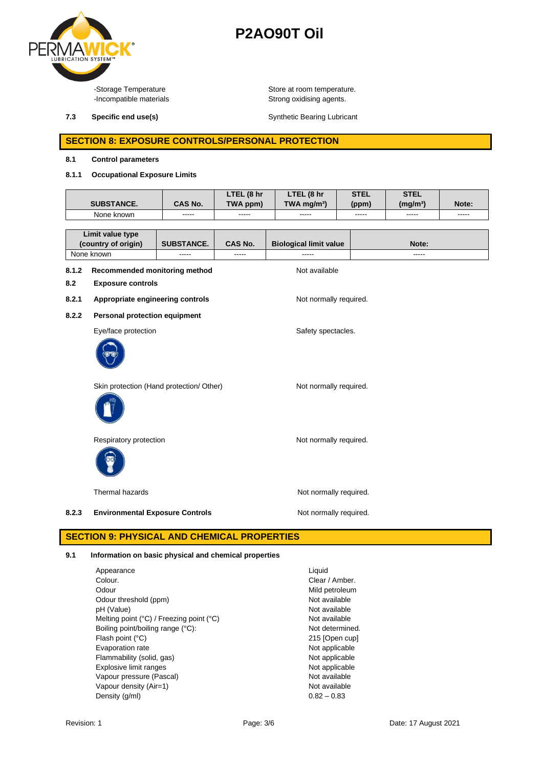-Storage Temperature | Store at room temperature.
-Incompatible materials | Strong oxidising agents.

**7.3 Specific end use(s)** Synthetic Bearing Lubricant

## SECTION 8: EXPOSURE CONTROLS/PERSONAL PROTECTION

**8.1 Control parameters**

**8.1.1 Occupational Exposure Limits**

| SUBSTANCE. | CAS No. | LTEL (8 hr TWA ppm) | LTEL (8 hr TWA mg/m³) | STEL (ppm) | STEL (mg/m³) | Note: |
|---|---|---|---|---|---|---|
| None known | ----- | ----- | ----- | ----- | ----- | ----- |

| Limit value type (country of origin) | SUBSTANCE. | CAS No. | Biological limit value | Note: |
|---|---|---|---|---|
| None known | ----- | ----- | ----- | ----- |

**8.1.2 Recommended monitoring method** Not available

**8.2 Exposure controls**

**8.2.1 Appropriate engineering controls** Not normally required.

**8.2.2 Personal protection equipment**

Eye/face protection: Safety spectacles.

Skin protection (Hand protection/ Other): Not normally required.

Respiratory protection: Not normally required.

Thermal hazards: Not normally required.

**8.2.3 Environmental Exposure Controls** Not normally required.

## SECTION 9: PHYSICAL AND CHEMICAL PROPERTIES

**9.1 Information on basic physical and chemical properties**

| | |
|---|---|
| Appearance | Liquid |
| Colour. | Clear / Amber. |
| Odour | Mild petroleum |
| Odour threshold (ppm) | Not available |
| pH (Value) | Not available |
| Melting point (°C) / Freezing point (°C) | Not available |
| Boiling point/boiling range (°C): | Not determined. |
| Flash point (°C) | 215 [Open cup] |
| Evaporation rate | Not applicable |
| Flammability (solid, gas) | Not applicable |
| Explosive limit ranges | Not applicable |
| Vapour pressure (Pascal) | Not available |
| Vapour density (Air=1) | Not available |
| Density (g/ml) | 0.82 – 0.83 |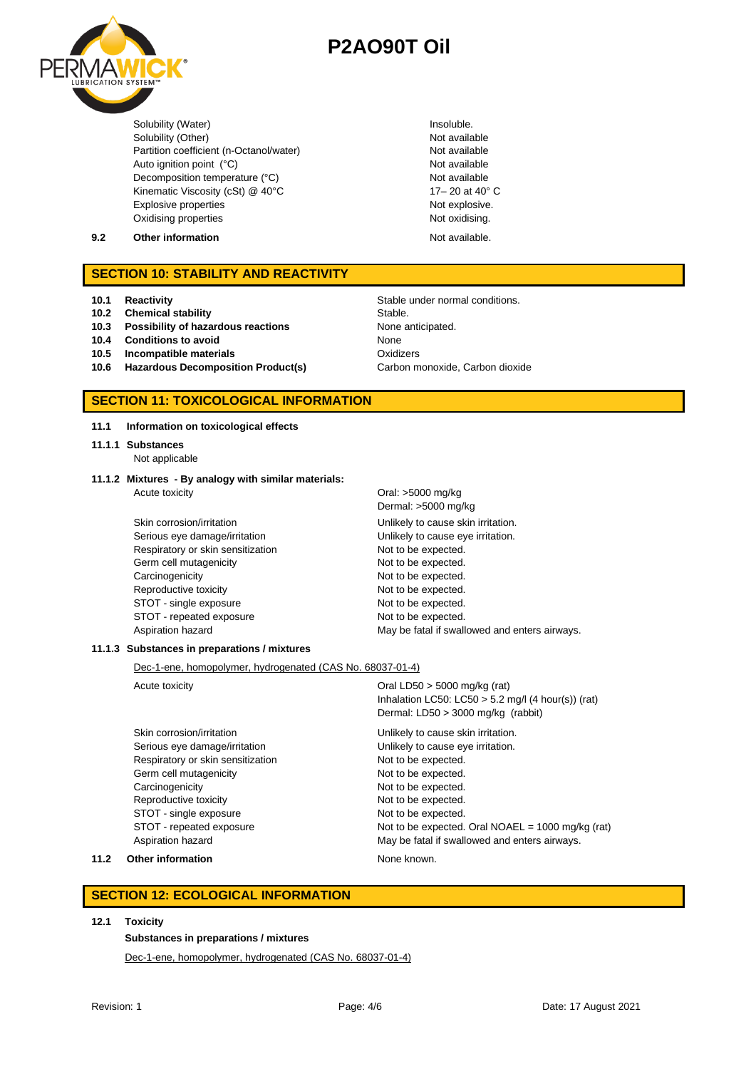| | |
|---|---|
| Solubility (Water) | Insoluble. |
| Solubility (Other) | Not available |
| Partition coefficient (n-Octanol/water) | Not available |
| Auto ignition point (°C) | Not available |
| Decomposition temperature (°C) | Not available |
| Kinematic Viscosity (cSt) @ 40°C | 17– 20 at 40° C |
| Explosive properties | Not explosive. |
| Oxidising properties | Not oxidising. |

**9.2 Other information** Not available.

## SECTION 10: STABILITY AND REACTIVITY

| | | |
|---|---|---|
| **10.1** | **Reactivity** | Stable under normal conditions. |
| **10.2** | **Chemical stability** | Stable. |
| **10.3** | **Possibility of hazardous reactions** | None anticipated. |
| **10.4** | **Conditions to avoid** | None |
| **10.5** | **Incompatible materials** | Oxidizers |
| **10.6** | **Hazardous Decomposition Product(s)** | Carbon monoxide, Carbon dioxide |

## SECTION 11: TOXICOLOGICAL INFORMATION

**11.1 Information on toxicological effects**

**11.1.1 Substances**

Not applicable

**11.1.2 Mixtures - By analogy with similar materials:**

| | |
|---|---|
| Acute toxicity | Oral: >5000 mg/kg<br>Dermal: >5000 mg/kg |
| Skin corrosion/irritation | Unlikely to cause skin irritation. |
| Serious eye damage/irritation | Unlikely to cause eye irritation. |
| Respiratory or skin sensitization | Not to be expected. |
| Germ cell mutagenicity | Not to be expected. |
| Carcinogenicity | Not to be expected. |
| Reproductive toxicity | Not to be expected. |
| STOT - single exposure | Not to be expected. |
| STOT - repeated exposure | Not to be expected. |
| Aspiration hazard | May be fatal if swallowed and enters airways. |

**11.1.3 Substances in preparations / mixtures**

Dec-1-ene, homopolymer, hydrogenated (CAS No. 68037-01-4)

| | |
|---|---|
| Acute toxicity | Oral LD50 > 5000 mg/kg (rat)<br>Inhalation LC50: LC50 > 5.2 mg/l (4 hour(s)) (rat)<br>Dermal: LD50 > 3000 mg/kg (rabbit) |
| Skin corrosion/irritation | Unlikely to cause skin irritation. |
| Serious eye damage/irritation | Unlikely to cause eye irritation. |
| Respiratory or skin sensitization | Not to be expected. |
| Germ cell mutagenicity | Not to be expected. |
| Carcinogenicity | Not to be expected. |
| Reproductive toxicity | Not to be expected. |
| STOT - single exposure | Not to be expected. |
| STOT - repeated exposure | Not to be expected. Oral NOAEL = 1000 mg/kg (rat) |
| Aspiration hazard | May be fatal if swallowed and enters airways. |

**11.2 Other information** None known.

## SECTION 12: ECOLOGICAL INFORMATION

**12.1 Toxicity**

**Substances in preparations / mixtures**

Dec-1-ene, homopolymer, hydrogenated (CAS No. 68037-01-4)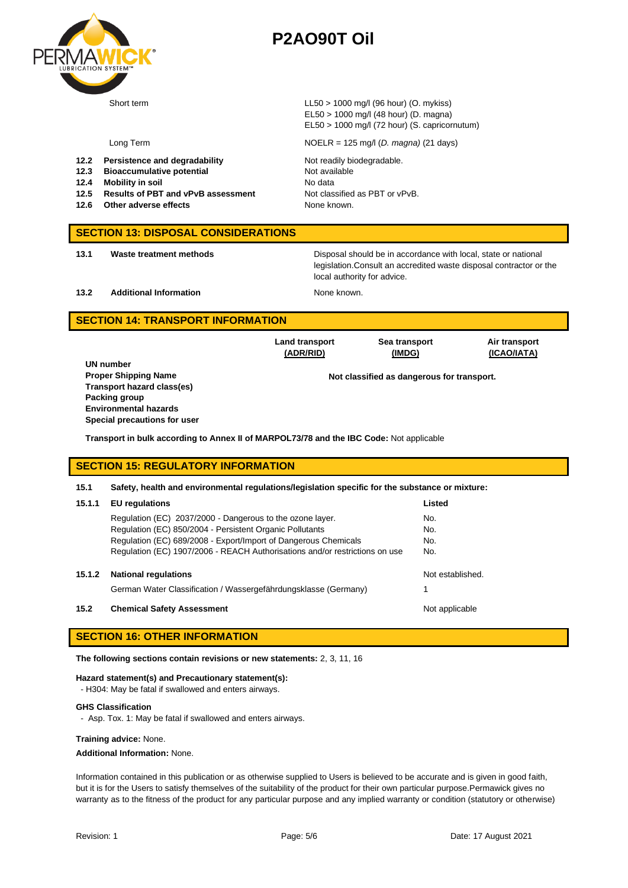| | |
|---|---|
| Short term | LL50 > 1000 mg/l (96 hour) (O. mykiss)<br>EL50 > 1000 mg/l (48 hour) (D. magna)<br>EL50 > 1000 mg/l (72 hour) (S. capricornutum) |
| Long Term | NOELR = 125 mg/l (*D. magna*) (21 days) |

| | | |
|---|---|---|
| **12.2** | **Persistence and degradability** | Not readily biodegradable. |
| **12.3** | **Bioaccumulative potential** | Not available |
| **12.4** | **Mobility in soil** | No data |
| **12.5** | **Results of PBT and vPvB assessment** | Not classified as PBT or vPvB. |
| **12.6** | **Other adverse effects** | None known. |

## SECTION 13: DISPOSAL CONSIDERATIONS

| | | |
|---|---|---|
| **13.1** | **Waste treatment methods** | Disposal should be in accordance with local, state or national legislation.Consult an accredited waste disposal contractor or the local authority for advice. |
| **13.2** | **Additional Information** | None known. |

## SECTION 14: TRANSPORT INFORMATION

| | Land transport (ADR/RID) | Sea transport (IMDG) | Air transport (ICAO/IATA) |
|---|---|---|---|
| **UN number** | | | |
| **Proper Shipping Name** | | **Not classified as dangerous for transport.** | |
| **Transport hazard class(es)** | | | |
| **Packing group** | | | |
| **Environmental hazards** | | | |
| **Special precautions for user** | | | |

**Transport in bulk according to Annex II of MARPOL73/78 and the IBC Code:** Not applicable

## SECTION 15: REGULATORY INFORMATION

**15.1 Safety, health and environmental regulations/legislation specific for the substance or mixture:**

| | | |
|---|---|---|
| **15.1.1** | **EU regulations** | **Listed** |
| | Regulation (EC) 2037/2000 - Dangerous to the ozone layer. | No. |
| | Regulation (EC) 850/2004 - Persistent Organic Pollutants | No. |
| | Regulation (EC) 689/2008 - Export/Import of Dangerous Chemicals | No. |
| | Regulation (EC) 1907/2006 - REACH Authorisations and/or restrictions on use | No. |
| **15.1.2** | **National regulations** | Not established. |
| | German Water Classification / Wassergefährdungsklasse (Germany) | 1 |
| **15.2** | **Chemical Safety Assessment** | Not applicable |

## SECTION 16: OTHER INFORMATION

**The following sections contain revisions or new statements:** 2, 3, 11, 16

**Hazard statement(s) and Precautionary statement(s):**
- H304: May be fatal if swallowed and enters airways.

**GHS Classification**
- Asp. Tox. 1: May be fatal if swallowed and enters airways.

**Training advice:** None.

**Additional Information:** None.

Information contained in this publication or as otherwise supplied to Users is believed to be accurate and is given in good faith, but it is for the Users to satisfy themselves of the suitability of the product for their own particular purpose.Permawick gives no warranty as to the fitness of the product for any particular purpose and any implied warranty or condition (statutory or otherwise)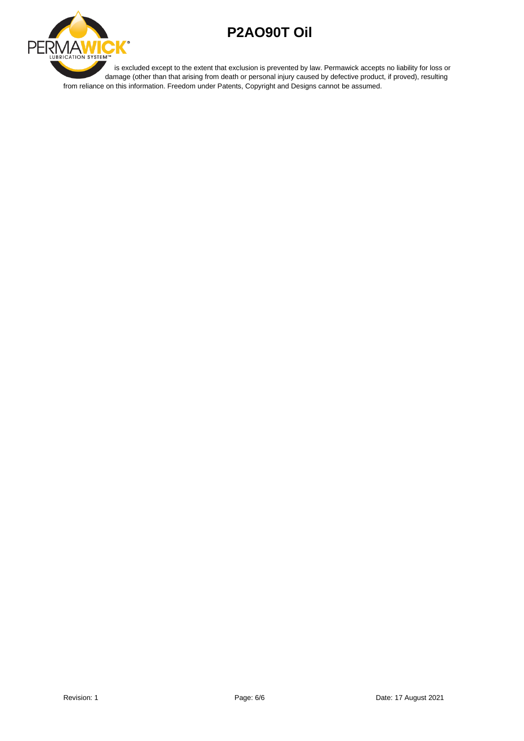is excluded except to the extent that exclusion is prevented by law. Permawick accepts no liability for loss or damage (other than that arising from death or personal injury caused by defective product, if proved), resulting from reliance on this information. Freedom under Patents, Copyright and Designs cannot be assumed.